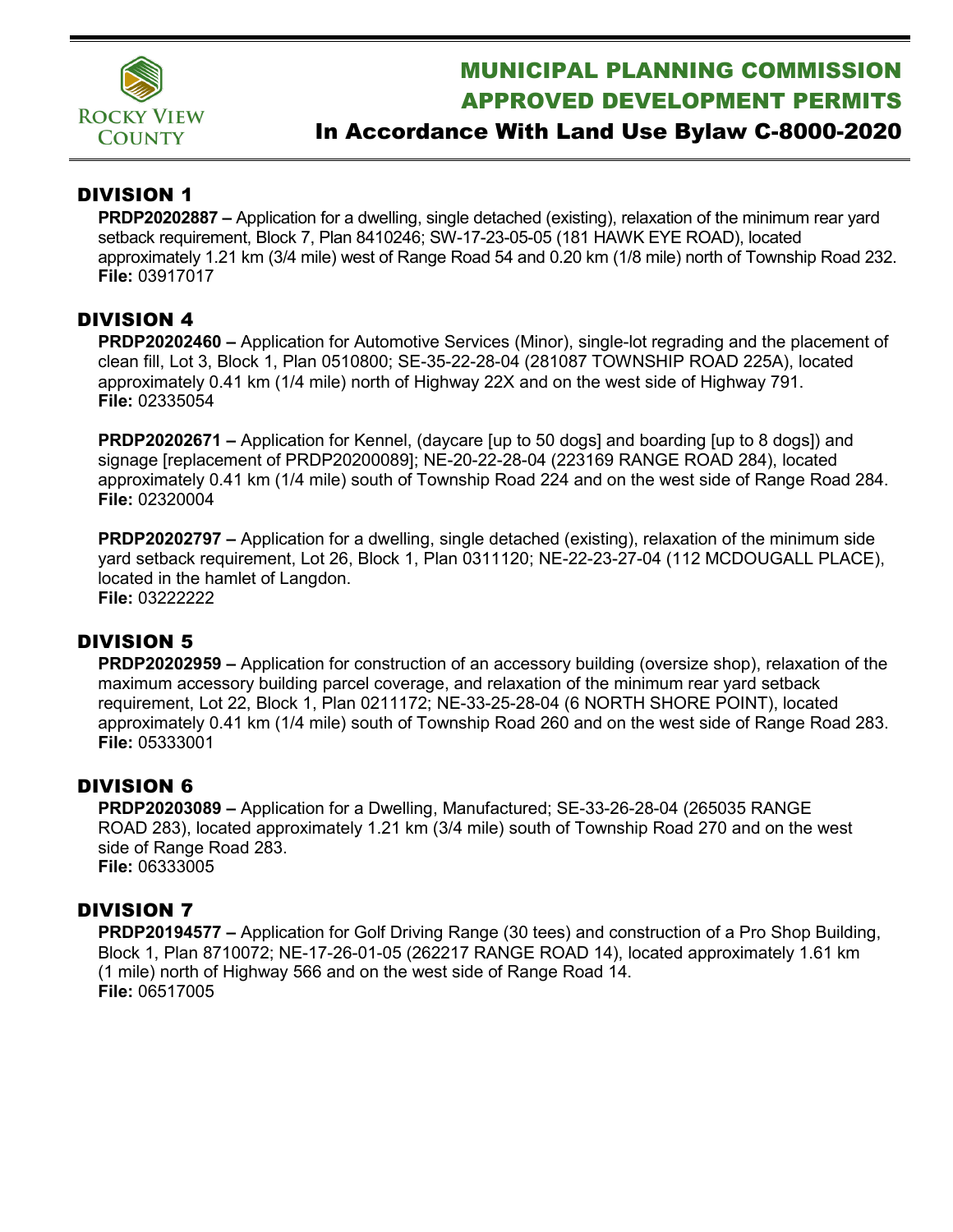# MUNICIPAL PLANNING COMMISSION APPROVED DEVELOPMENT PERMITS

## In Accordance With Land Use Bylaw C-8000-2020

## DIVISION 1

**PRDP20202887 –** Application for a dwelling, single detached (existing), relaxation of the minimum rear yard setback requirement, Block 7, Plan 8410246; SW-17-23-05-05 (181 HAWK EYE ROAD), located approximately 1.21 km (3/4 mile) west of Range Road 54 and 0.20 km (1/8 mile) north of Township Road 232.
**File:** 03917017

## DIVISION 4

**PRDP20202460 –** Application for Automotive Services (Minor), single-lot regrading and the placement of clean fill, Lot 3, Block 1, Plan 0510800; SE-35-22-28-04 (281087 TOWNSHIP ROAD 225A), located approximately 0.41 km (1/4 mile) north of Highway 22X and on the west side of Highway 791.
**File:** 02335054

**PRDP20202671 –** Application for Kennel, (daycare [up to 50 dogs] and boarding [up to 8 dogs]) and signage [replacement of PRDP20200089]; NE-20-22-28-04 (223169 RANGE ROAD 284), located approximately 0.41 km (1/4 mile) south of Township Road 224 and on the west side of Range Road 284.
**File:** 02320004

**PRDP20202797 –** Application for a dwelling, single detached (existing), relaxation of the minimum side yard setback requirement, Lot 26, Block 1, Plan 0311120; NE-22-23-27-04 (112 MCDOUGALL PLACE), located in the hamlet of Langdon.
**File:** 03222222

## DIVISION 5

**PRDP20202959 –** Application for construction of an accessory building (oversize shop), relaxation of the maximum accessory building parcel coverage, and relaxation of the minimum rear yard setback requirement, Lot 22, Block 1, Plan 0211172; NE-33-25-28-04 (6 NORTH SHORE POINT), located approximately 0.41 km (1/4 mile) south of Township Road 260 and on the west side of Range Road 283.
**File:** 05333001

## DIVISION 6

**PRDP20203089 –** Application for a Dwelling, Manufactured; SE-33-26-28-04 (265035 RANGE ROAD 283), located approximately 1.21 km (3/4 mile) south of Township Road 270 and on the west side of Range Road 283.
**File:** 06333005

## DIVISION 7

**PRDP20194577 –** Application for Golf Driving Range (30 tees) and construction of a Pro Shop Building, Block 1, Plan 8710072; NE-17-26-01-05 (262217 RANGE ROAD 14), located approximately 1.61 km (1 mile) north of Highway 566 and on the west side of Range Road 14.
**File:** 06517005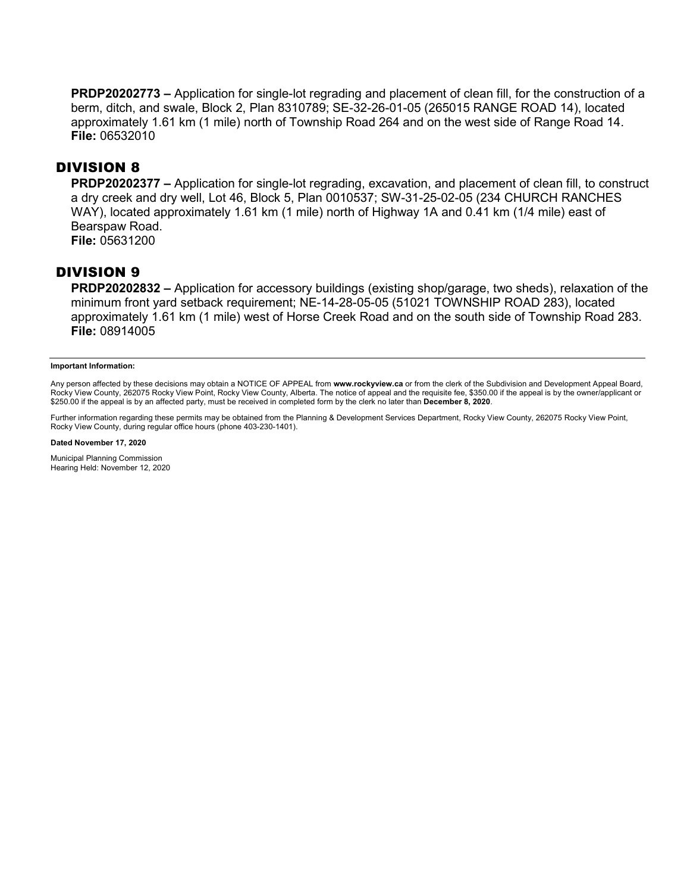**PRDP20202773 –** Application for single-lot regrading and placement of clean fill, for the construction of a berm, ditch, and swale, Block 2, Plan 8310789; SE-32-26-01-05 (265015 RANGE ROAD 14), located approximately 1.61 km (1 mile) north of Township Road 264 and on the west side of Range Road 14.
**File:** 06532010

## DIVISION 8

**PRDP20202377 –** Application for single-lot regrading, excavation, and placement of clean fill, to construct a dry creek and dry well, Lot 46, Block 5, Plan 0010537; SW-31-25-02-05 (234 CHURCH RANCHES WAY), located approximately 1.61 km (1 mile) north of Highway 1A and 0.41 km (1/4 mile) east of Bearspaw Road.
**File:** 05631200

## DIVISION 9

**PRDP20202832 –** Application for accessory buildings (existing shop/garage, two sheds), relaxation of the minimum front yard setback requirement; NE-14-28-05-05 (51021 TOWNSHIP ROAD 283), located approximately 1.61 km (1 mile) west of Horse Creek Road and on the south side of Township Road 283.
**File:** 08914005

---

**Important Information:**

Any person affected by these decisions may obtain a NOTICE OF APPEAL from **www.rockyview.ca** or from the clerk of the Subdivision and Development Appeal Board, Rocky View County, 262075 Rocky View Point, Rocky View County, Alberta. The notice of appeal and the requisite fee, $350.00 if the appeal is by the owner/applicant or $250.00 if the appeal is by an affected party, must be received in completed form by the clerk no later than **December 8, 2020**.

Further information regarding these permits may be obtained from the Planning & Development Services Department, Rocky View County, 262075 Rocky View Point, Rocky View County, during regular office hours (phone 403-230-1401).

**Dated November 17, 2020**

Municipal Planning Commission
Hearing Held: November 12, 2020